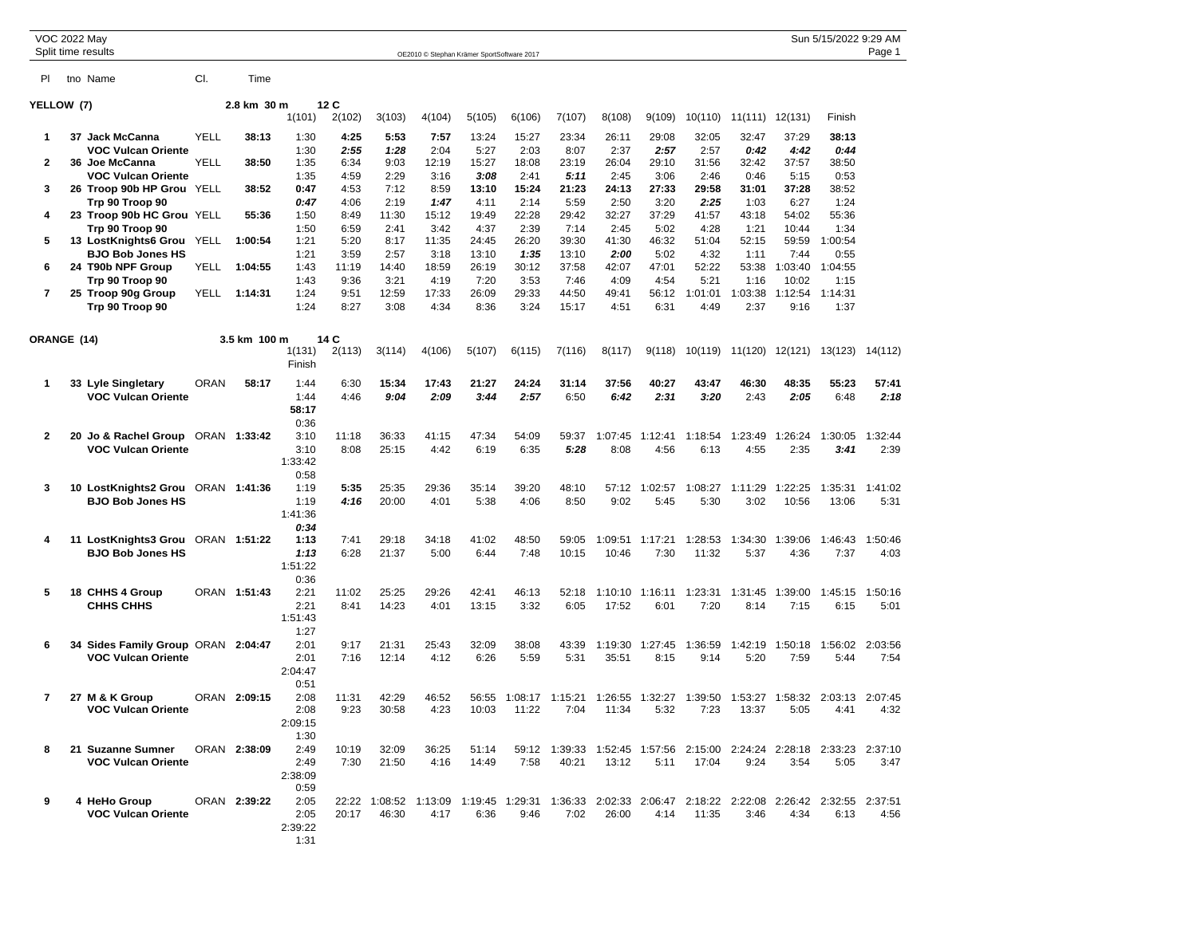VOC 2022 May

Split time results

OE2010 © Stephan Krämer SportSoftware 2017

Sun 5/15/2022 9:29 AM

**YELLOW (7)** — 2.8 km 30 m — 12 C

| Pl | tno | Name | Cl. | Time | 1(101) | 2(102) | 3(103) | 4(104) | 5(105) | 6(106) | 7(107) | 8(108) | 9(109) | 10(110) | 11(111) | 12(131) | Finish |
|---|---|---|---|---|---|---|---|---|---|---|---|---|---|---|---|---|---|
| 1 | 37 | **Jack McCanna** | YELL | **38:13** | 1:30 | **4:25** | **5:53** | **7:57** | 13:24 | 15:27 | 23:34 | 26:11 | 29:08 | 32:05 | 32:47 | 37:29 | **38:13** |
| | | **VOC Vulcan Oriente** | | | 1:30 | ***2:55*** | ***1:28*** | 2:04 | 5:27 | 2:03 | 8:07 | 2:37 | ***2:57*** | 2:57 | ***0:42*** | ***4:42*** | ***0:44*** |
| 2 | 36 | **Joe McCanna** | YELL | **38:50** | 1:35 | 6:34 | 9:03 | 12:19 | 15:27 | 18:08 | 23:19 | 26:04 | 29:10 | 31:56 | 32:42 | 37:57 | 38:50 |
| | | **VOC Vulcan Oriente** | | | 1:35 | 4:59 | 2:29 | 3:16 | ***3:08*** | 2:41 | ***5:11*** | 2:45 | 3:06 | 2:46 | 0:46 | 5:15 | 0:53 |
| 3 | 26 | **Troop 90b HP Grou** | YELL | **38:52** | **0:47** | 4:53 | 7:12 | 8:59 | **13:10** | **15:24** | **21:23** | **24:13** | **27:33** | **29:58** | **31:01** | **37:28** | 38:52 |
| | | **Trp 90 Troop 90** | | | ***0:47*** | 4:06 | 2:19 | ***1:47*** | 4:11 | 2:14 | 5:59 | 2:50 | 3:20 | ***2:25*** | 1:03 | 6:27 | 1:24 |
| 4 | 23 | **Troop 90b HC Grou** | YELL | **55:36** | 1:50 | 8:49 | 11:30 | 15:12 | 19:49 | 22:28 | 29:42 | 32:27 | 37:29 | 41:57 | 43:18 | 54:02 | 55:36 |
| | | **Trp 90 Troop 90** | | | 1:50 | 6:59 | 2:41 | 3:42 | 4:37 | 2:39 | 7:14 | 2:45 | 5:02 | 4:28 | 1:21 | 10:44 | 1:34 |
| 5 | 13 | **LostKnights6 Grou** | YELL | **1:00:54** | 1:21 | 5:20 | 8:17 | 11:35 | 24:45 | 26:20 | 39:30 | 41:30 | 46:32 | 51:04 | 52:15 | 59:59 | 1:00:54 |
| | | **BJO Bob Jones HS** | | | 1:21 | 3:59 | 2:57 | 3:18 | 13:10 | ***1:35*** | 13:10 | ***2:00*** | 5:02 | 4:32 | 1:11 | 7:44 | 0:55 |
| 6 | 24 | **T90b NPF Group** | YELL | **1:04:55** | 1:43 | 11:19 | 14:40 | 18:59 | 26:19 | 30:12 | 37:58 | 42:07 | 47:01 | 52:22 | 53:38 | 1:03:40 | 1:04:55 |
| | | **Trp 90 Troop 90** | | | 1:43 | 9:36 | 3:21 | 4:19 | 7:20 | 3:53 | 7:46 | 4:09 | 4:54 | 5:21 | 1:16 | 10:02 | 1:15 |
| 7 | 25 | **Troop 90g Group** | YELL | **1:14:31** | 1:24 | 9:51 | 12:59 | 17:33 | 26:09 | 29:33 | 44:50 | 49:41 | 56:12 | 1:01:01 | 1:03:38 | 1:12:54 | 1:14:31 |
| | | **Trp 90 Troop 90** | | | 1:24 | 8:27 | 3:08 | 4:34 | 8:36 | 3:24 | 15:17 | 4:51 | 6:31 | 4:49 | 2:37 | 9:16 | 1:37 |

**ORANGE (14)** — 3.5 km 100 m — 14 C

| Pl | tno | Name | Cl. | Time | 1(131) / Finish | 2(113) | 3(114) | 4(106) | 5(107) | 6(115) | 7(116) | 8(117) | 9(118) | 10(119) | 11(120) | 12(121) | 13(123) | 14(112) |
|---|---|---|---|---|---|---|---|---|---|---|---|---|---|---|---|---|---|---|
| 1 | 33 | **Lyle Singletary** | ORAN | **58:17** | 1:44 | 6:30 | **15:34** | **17:43** | **21:27** | **24:24** | **31:14** | **37:56** | **40:27** | **43:47** | **46:30** | **48:35** | **55:23** | **57:41** |
| | | **VOC Vulcan Oriente** | | | 1:44 | 4:46 | ***9:04*** | ***2:09*** | ***3:44*** | ***2:57*** | 6:50 | ***6:42*** | ***2:31*** | ***3:20*** | 2:43 | ***2:05*** | 6:48 | ***2:18*** |
| | | | | | **58:17** | | | | | | | | | | | | | |
| | | | | | 0:36 | | | | | | | | | | | | | |
| 2 | 20 | **Jo & Rachel Group** | ORAN | **1:33:42** | 3:10 | 11:18 | 36:33 | 41:15 | 47:34 | 54:09 | 59:37 | 1:07:45 | 1:12:41 | 1:18:54 | 1:23:49 | 1:26:24 | 1:30:05 | 1:32:44 |
| | | **VOC Vulcan Oriente** | | | 3:10 | 8:08 | 25:15 | 4:42 | 6:19 | 6:35 | ***5:28*** | 8:08 | 4:56 | 6:13 | 4:55 | 2:35 | ***3:41*** | 2:39 |
| | | | | | 1:33:42 | | | | | | | | | | | | | |
| | | | | | 0:58 | | | | | | | | | | | | | |
| 3 | 10 | **LostKnights2 Grou** | ORAN | **1:41:36** | 1:19 | **5:35** | 25:35 | 29:36 | 35:14 | 39:20 | 48:10 | 57:12 | 1:02:57 | 1:08:27 | 1:11:29 | 1:22:25 | 1:35:31 | 1:41:02 |
| | | **BJO Bob Jones HS** | | | 1:19 | ***4:16*** | 20:00 | 4:01 | 5:38 | 4:06 | 8:50 | 9:02 | 5:45 | 5:30 | 3:02 | 10:56 | 13:06 | 5:31 |
| | | | | | 1:41:36 | | | | | | | | | | | | | |
| | | | | | ***0:34*** | | | | | | | | | | | | | |
| 4 | 11 | **LostKnights3 Grou** | ORAN | **1:51:22** | **1:13** | 7:41 | 29:18 | 34:18 | 41:02 | 48:50 | 59:05 | 1:09:51 | 1:17:21 | 1:28:53 | 1:34:30 | 1:39:06 | 1:46:43 | 1:50:46 |
| | | **BJO Bob Jones HS** | | | ***1:13*** | 6:28 | 21:37 | 5:00 | 6:44 | 7:48 | 10:15 | 10:46 | 7:30 | 11:32 | 5:37 | 4:36 | 7:37 | 4:03 |
| | | | | | 1:51:22 | | | | | | | | | | | | | |
| | | | | | 0:36 | | | | | | | | | | | | | |
| 5 | 18 | **CHHS 4 Group** | ORAN | **1:51:43** | 2:21 | 11:02 | 25:25 | 29:26 | 42:41 | 46:13 | 52:18 | 1:10:10 | 1:16:11 | 1:23:31 | 1:31:45 | 1:39:00 | 1:45:15 | 1:50:16 |
| | | **CHHS CHHS** | | | 2:21 | 8:41 | 14:23 | 4:01 | 13:15 | 3:32 | 6:05 | 17:52 | 6:01 | 7:20 | 8:14 | 7:15 | 6:15 | 5:01 |
| | | | | | 1:51:43 | | | | | | | | | | | | | |
| | | | | | 1:27 | | | | | | | | | | | | | |
| 6 | 34 | **Sides Family Group** | ORAN | **2:04:47** | 2:01 | 9:17 | 21:31 | 25:43 | 32:09 | 38:08 | 43:39 | 1:19:30 | 1:27:45 | 1:36:59 | 1:42:19 | 1:50:18 | 1:56:02 | 2:03:56 |
| | | **VOC Vulcan Oriente** | | | 2:01 | 7:16 | 12:14 | 4:12 | 6:26 | 5:59 | 5:31 | 35:51 | 8:15 | 9:14 | 5:20 | 7:59 | 5:44 | 7:54 |
| | | | | | 2:04:47 | | | | | | | | | | | | | |
| | | | | | 0:51 | | | | | | | | | | | | | |
| 7 | 27 | **M & K Group** | ORAN | **2:09:15** | 2:08 | 11:31 | 42:29 | 46:52 | 56:55 | 1:08:17 | 1:15:21 | 1:26:55 | 1:32:27 | 1:39:50 | 1:53:27 | 1:58:32 | 2:03:13 | 2:07:45 |
| | | **VOC Vulcan Oriente** | | | 2:08 | 9:23 | 30:58 | 4:23 | 10:03 | 11:22 | 7:04 | 11:34 | 5:32 | 7:23 | 13:37 | 5:05 | 4:41 | 4:32 |
| | | | | | 2:09:15 | | | | | | | | | | | | | |
| | | | | | 1:30 | | | | | | | | | | | | | |
| 8 | 21 | **Suzanne Sumner** | ORAN | **2:38:09** | 2:49 | 10:19 | 32:09 | 36:25 | 51:14 | 59:12 | 1:39:33 | 1:52:45 | 1:57:56 | 2:15:00 | 2:24:24 | 2:28:18 | 2:33:23 | 2:37:10 |
| | | **VOC Vulcan Oriente** | | | 2:49 | 7:30 | 21:50 | 4:16 | 14:49 | 7:58 | 40:21 | 13:12 | 5:11 | 17:04 | 9:24 | 3:54 | 5:05 | 3:47 |
| | | | | | 2:38:09 | | | | | | | | | | | | | |
| | | | | | 0:59 | | | | | | | | | | | | | |
| 9 | 4 | **HeHo Group** | ORAN | **2:39:22** | 2:05 | 22:22 | 1:08:52 | 1:13:09 | 1:19:45 | 1:29:31 | 1:36:33 | 2:02:33 | 2:06:47 | 2:18:22 | 2:22:08 | 2:26:42 | 2:32:55 | 2:37:51 |
| | | **VOC Vulcan Oriente** | | | 2:05 | 20:17 | 46:30 | 4:17 | 6:36 | 9:46 | 7:02 | 26:00 | 4:14 | 11:35 | 3:46 | 4:34 | 6:13 | 4:56 |
| | | | | | 2:39:22 | | | | | | | | | | | | | |
| | | | | | 1:31 | | | | | | | | | | | | | |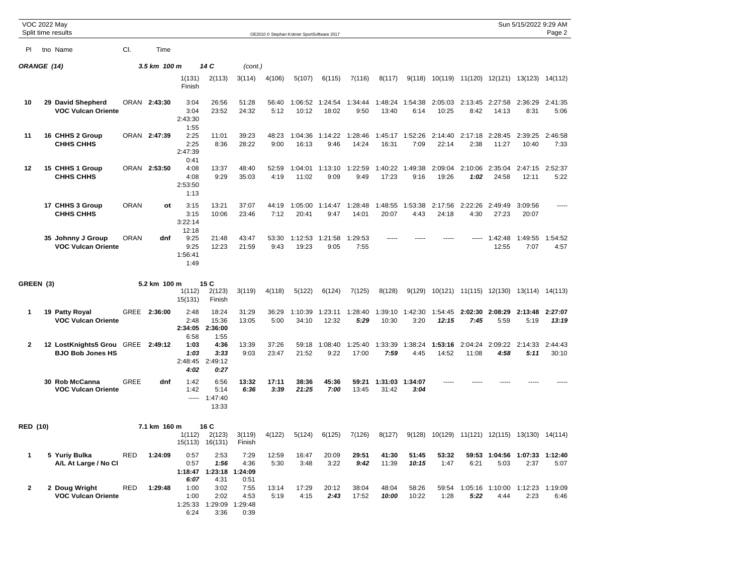VOC 2022 May
Split time results

OE2010 © Stephan Krämer SportSoftware 2017

Sun 5/15/2022 9:29 AM

### ORANGE (14) — 3.5 km 100 m — 14 C (cont.)

| Pl | tno Name | Cl. | Time | 1(131) / Finish | 2(113) | 3(114) | 4(106) | 5(107) | 6(115) | 7(116) | 8(117) | 9(118) | 10(119) | 11(120) | 12(121) | 13(123) | 14(112) |
|---|---|---|---|---|---|---|---|---|---|---|---|---|---|---|---|---|---|
| 10 | 29 David Shepherd / VOC Vulcan Oriente | ORAN | 2:43:30 | 3:04 / 3:04 / 2:43:30 / 1:55 | 26:56 / 23:52 | 51:28 / 24:32 | 56:40 / 5:12 | 1:06:52 / 10:12 | 1:24:54 / 18:02 | 1:34:44 / 9:50 | 1:48:24 / 13:40 | 1:54:38 / 6:14 | 2:05:03 / 10:25 | 2:13:45 / 8:42 | 2:27:58 / 14:13 | 2:36:29 / 8:31 | 2:41:35 / 5:06 |
| 11 | 16 CHHS 2 Group / CHHS CHHS | ORAN | 2:47:39 | 2:25 / 2:25 / 2:47:39 / 0:41 | 11:01 / 8:36 | 39:23 / 28:22 | 48:23 / 9:00 | 1:04:36 / 16:13 | 1:14:22 / 9:46 | 1:28:46 / 14:24 | 1:45:17 / 16:31 | 1:52:26 / 7:09 | 2:14:40 / 22:14 | 2:17:18 / 2:38 | 2:28:45 / 11:27 | 2:39:25 / 10:40 | 2:46:58 / 7:33 |
| 12 | 15 CHHS 1 Group / CHHS CHHS | ORAN | 2:53:50 | 4:08 / 4:08 / 2:53:50 / 1:13 | 13:37 / 9:29 | 48:40 / 35:03 | 52:59 / 4:19 | 1:04:01 / 11:02 | 1:13:10 / 9:09 | 1:22:59 / 9:49 | 1:40:22 / 17:23 | 1:49:38 / 9:16 | 2:09:04 / 19:26 | 2:10:06 / ***1:02*** | 2:35:04 / 24:58 | 2:47:15 / 12:11 | 2:52:37 / 5:22 |
| | 17 CHHS 3 Group / CHHS CHHS | ORAN | ot | 3:15 / 3:15 / 3:22:14 / 12:18 | 13:21 / 10:06 | 37:07 / 23:46 | 44:19 / 7:12 | 1:05:00 / 20:41 | 1:14:47 / 9:47 | 1:28:48 / 14:01 | 1:48:55 / 20:07 | 1:53:38 / 4:43 | 2:17:56 / 24:18 | 2:22:26 / 4:30 | 2:49:49 / 27:23 | 3:09:56 / 20:07 | ----- |
| | 35 Johnny J Group / VOC Vulcan Oriente | ORAN | dnf | 9:25 / 9:25 / 1:56:41 / 1:49 | 21:48 / 12:23 | 43:47 / 21:59 | 53:30 / 9:43 | 1:12:53 / 19:23 | 1:21:58 / 9:05 | 1:29:53 / 7:55 | ----- | ----- | ----- | ----- | 1:42:48 / 12:55 | 1:49:55 / 7:07 | 1:54:52 / 4:57 |

### GREEN (3) — 5.2 km 100 m — 15 C

| Pl | tno Name | Cl. | Time | 1(112) / 15(131) | 2(123) / Finish | 3(119) | 4(118) | 5(122) | 6(124) | 7(125) | 8(128) | 9(129) | 10(121) | 11(115) | 12(130) | 13(114) | 14(113) |
|---|---|---|---|---|---|---|---|---|---|---|---|---|---|---|---|---|---|
| 1 | 19 Patty Royal / VOC Vulcan Oriente | GREE | 2:36:00 | 2:48 / 2:48 / **2:34:05** / 6:58 | 18:24 / 15:36 / **2:36:00** / 1:55 | 31:29 / 13:05 | 36:29 / 5:00 | 1:10:39 / 34:10 | 1:23:11 / 12:32 | 1:28:40 / ***5:29*** | 1:39:10 / 10:30 | 1:42:30 / 3:20 | 1:54:45 / ***12:15*** | **2:02:30** / ***7:45*** | **2:08:29** / 5:59 | **2:13:48** / 5:19 | **2:27:07** / ***13:19*** |
| 2 | 12 LostKnights5 Grou / BJO Bob Jones HS | GREE | 2:49:12 | **1:03** / ***1:03*** / 2:48:45 / ***4:02*** | **4:36** / ***3:33*** / 2:49:12 / ***0:27*** | 13:39 / 9:03 | 37:26 / 23:47 | 59:18 / 21:52 | 1:08:40 / 9:22 | 1:25:40 / 17:00 | 1:33:39 / ***7:59*** | 1:38:24 / 4:45 | **1:53:16** / 14:52 | 2:04:24 / 11:08 | 2:09:22 / ***4:58*** | 2:14:33 / ***5:11*** | 2:44:43 / 30:10 |
| | 30 Rob McCanna / VOC Vulcan Oriente | GREE | dnf | 1:42 / 1:42 / ----- | 6:56 / 5:14 / 1:47:40 / 13:33 | **13:32** / ***6:36*** | **17:11** / ***3:39*** | **38:36** / ***21:25*** | **45:36** / ***7:00*** | **59:21** / 13:45 | **1:31:03** / 31:42 | **1:34:07** / ***3:04*** | ----- | ----- | ----- | ----- | ----- |

### RED (10) — 7.1 km 160 m — 16 C

| Pl | tno Name | Cl. | Time | 1(112) / 15(113) | 2(123) / 16(131) | 3(119) / Finish | 4(122) | 5(124) | 6(125) | 7(126) | 8(127) | 9(128) | 10(129) | 11(121) | 12(115) | 13(130) | 14(114) |
|---|---|---|---|---|---|---|---|---|---|---|---|---|---|---|---|---|---|
| 1 | 5 Yuriy Bulka / A/L At Large / No Cl | RED | 1:24:09 | 0:57 / 0:57 / **1:18:47** / ***6:07*** | 2:53 / ***1:56*** / **1:23:18** / 4:31 | 7:29 / 4:36 / **1:24:09** / 0:51 | 12:59 / 5:30 | 16:47 / 3:48 | 20:09 / 3:22 | **29:51** / ***9:42*** | **41:30** / 11:39 | **51:45** / ***10:15*** | **53:32** / 1:47 | **59:53** / 6:21 | **1:04:56** / 5:03 | **1:07:33** / 2:37 | **1:12:40** / 5:07 |
| 2 | 2 Doug Wright / VOC Vulcan Oriente | RED | 1:29:48 | 1:00 / 1:00 / 1:25:33 / 6:24 | 3:02 / 2:02 / 1:29:09 / 3:36 | 7:55 / 4:53 / 1:29:48 / 0:39 | 13:14 / 5:19 | 17:29 / 4:15 | 20:12 / ***2:43*** | 38:04 / 17:52 | 48:04 / ***10:00*** | 58:26 / 10:22 | 59:54 / 1:28 | 1:05:16 / ***5:22*** | 1:10:00 / 4:44 | 1:12:23 / 2:23 | 1:19:09 / 6:46 |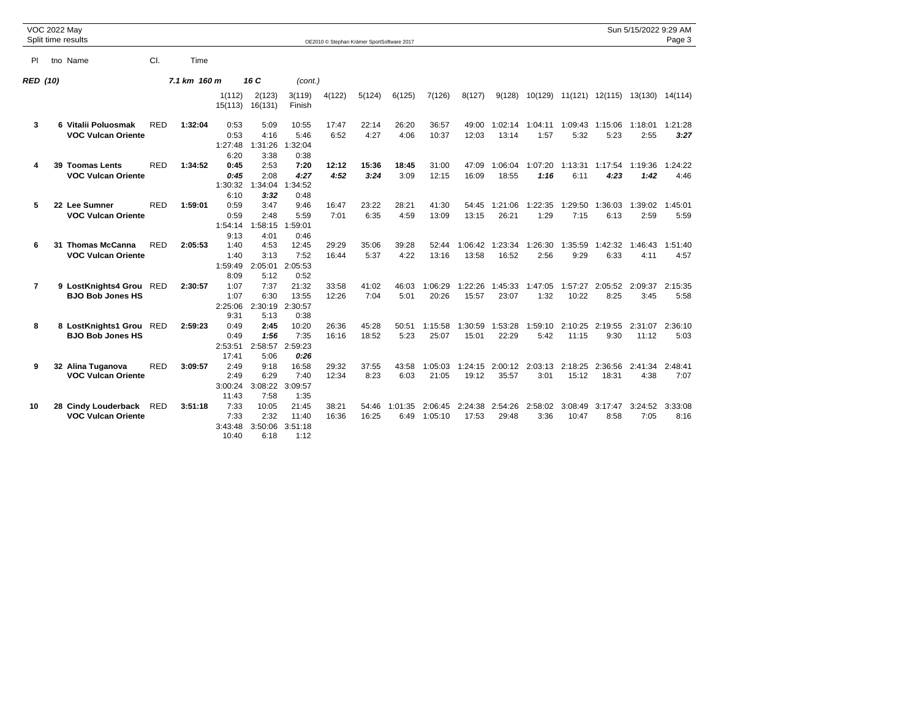**RED (10)** *7.1 km 160 m* *16 C* *(cont.)*

| Pl | tno Name | Cl. | Time | 1(112) / 15(113) | 2(123) / 16(131) | 3(119) / Finish | 4(122) | 5(124) | 6(125) | 7(126) | 8(127) | 9(128) | 10(129) | 11(121) | 12(115) | 13(130) | 14(114) |
|---|---|---|---|---|---|---|---|---|---|---|---|---|---|---|---|---|---|
| 3 | 6 Vitalii Poluosmak | RED | 1:32:04 | 0:53 | 5:09 | 10:55 | 17:47 | 22:14 | 26:20 | 36:57 | 49:00 | 1:02:14 | 1:04:11 | 1:09:43 | 1:15:06 | 1:18:01 | 1:21:28 |
| | VOC Vulcan Oriente | | | 0:53 | 4:16 | 5:46 | 6:52 | 4:27 | 4:06 | 10:37 | 12:03 | 13:14 | 1:57 | 5:32 | 5:23 | 2:55 | *3:27* |
| | | | | 1:27:48 | 1:31:26 | 1:32:04 | | | | | | | | | | | |
| | | | | 6:20 | 3:38 | 0:38 | | | | | | | | | | | |
| 4 | 39 Toomas Lents | RED | 1:34:52 | 0:45 | 2:53 | 7:20 | 12:12 | 15:36 | 18:45 | 31:00 | 47:09 | 1:06:04 | 1:07:20 | 1:13:31 | 1:17:54 | 1:19:36 | 1:24:22 |
| | VOC Vulcan Oriente | | | *0:45* | 2:08 | *4:27* | *4:52* | *3:24* | 3:09 | 12:15 | 16:09 | 18:55 | *1:16* | 6:11 | *4:23* | *1:42* | 4:46 |
| | | | | 1:30:32 | 1:34:04 | 1:34:52 | | | | | | | | | | | |
| | | | | 6:10 | *3:32* | 0:48 | | | | | | | | | | | |
| 5 | 22 Lee Sumner | RED | 1:59:01 | 0:59 | 3:47 | 9:46 | 16:47 | 23:22 | 28:21 | 41:30 | 54:45 | 1:21:06 | 1:22:35 | 1:29:50 | 1:36:03 | 1:39:02 | 1:45:01 |
| | VOC Vulcan Oriente | | | 0:59 | 2:48 | 5:59 | 7:01 | 6:35 | 4:59 | 13:09 | 13:15 | 26:21 | 1:29 | 7:15 | 6:13 | 2:59 | 5:59 |
| | | | | 1:54:14 | 1:58:15 | 1:59:01 | | | | | | | | | | | |
| | | | | 9:13 | 4:01 | 0:46 | | | | | | | | | | | |
| 6 | 31 Thomas McCanna | RED | 2:05:53 | 1:40 | 4:53 | 12:45 | 29:29 | 35:06 | 39:28 | 52:44 | 1:06:42 | 1:23:34 | 1:26:30 | 1:35:59 | 1:42:32 | 1:46:43 | 1:51:40 |
| | VOC Vulcan Oriente | | | 1:40 | 3:13 | 7:52 | 16:44 | 5:37 | 4:22 | 13:16 | 13:58 | 16:52 | 2:56 | 9:29 | 6:33 | 4:11 | 4:57 |
| | | | | 1:59:49 | 2:05:01 | 2:05:53 | | | | | | | | | | | |
| | | | | 8:09 | 5:12 | 0:52 | | | | | | | | | | | |
| 7 | 9 LostKnights4 Grou | RED | 2:30:57 | 1:07 | 7:37 | 21:32 | 33:58 | 41:02 | 46:03 | 1:06:29 | 1:22:26 | 1:45:33 | 1:47:05 | 1:57:27 | 2:05:52 | 2:09:37 | 2:15:35 |
| | BJO Bob Jones HS | | | 1:07 | 6:30 | 13:55 | 12:26 | 7:04 | 5:01 | 20:26 | 15:57 | 23:07 | 1:32 | 10:22 | 8:25 | 3:45 | 5:58 |
| | | | | 2:25:06 | 2:30:19 | 2:30:57 | | | | | | | | | | | |
| | | | | 9:31 | 5:13 | 0:38 | | | | | | | | | | | |
| 8 | 8 LostKnights1 Grou | RED | 2:59:23 | 0:49 | 2:45 | 10:20 | 26:36 | 45:28 | 50:51 | 1:15:58 | 1:30:59 | 1:53:28 | 1:59:10 | 2:10:25 | 2:19:55 | 2:31:07 | 2:36:10 |
| | BJO Bob Jones HS | | | 0:49 | *1:56* | 7:35 | 16:16 | 18:52 | 5:23 | 25:07 | 15:01 | 22:29 | 5:42 | 11:15 | 9:30 | 11:12 | 5:03 |
| | | | | 2:53:51 | 2:58:57 | 2:59:23 | | | | | | | | | | | |
| | | | | 17:41 | 5:06 | *0:26* | | | | | | | | | | | |
| 9 | 32 Alina Tuganova | RED | 3:09:57 | 2:49 | 9:18 | 16:58 | 29:32 | 37:55 | 43:58 | 1:05:03 | 1:24:15 | 2:00:12 | 2:03:13 | 2:18:25 | 2:36:56 | 2:41:34 | 2:48:41 |
| | VOC Vulcan Oriente | | | 2:49 | 6:29 | 7:40 | 12:34 | 8:23 | 6:03 | 21:05 | 19:12 | 35:57 | 3:01 | 15:12 | 18:31 | 4:38 | 7:07 |
| | | | | 3:00:24 | 3:08:22 | 3:09:57 | | | | | | | | | | | |
| | | | | 11:43 | 7:58 | 1:35 | | | | | | | | | | | |
| 10 | 28 Cindy Louderback | RED | 3:51:18 | 7:33 | 10:05 | 21:45 | 38:21 | 54:46 | 1:01:35 | 2:06:45 | 2:24:38 | 2:54:26 | 2:58:02 | 3:08:49 | 3:17:47 | 3:24:52 | 3:33:08 |
| | VOC Vulcan Oriente | | | 7:33 | 2:32 | 11:40 | 16:36 | 16:25 | 6:49 | 1:05:10 | 17:53 | 29:48 | 3:36 | 10:47 | 8:58 | 7:05 | 8:16 |
| | | | | 3:43:48 | 3:50:06 | 3:51:18 | | | | | | | | | | | |
| | | | | 10:40 | 6:18 | 1:12 | | | | | | | | | | | |